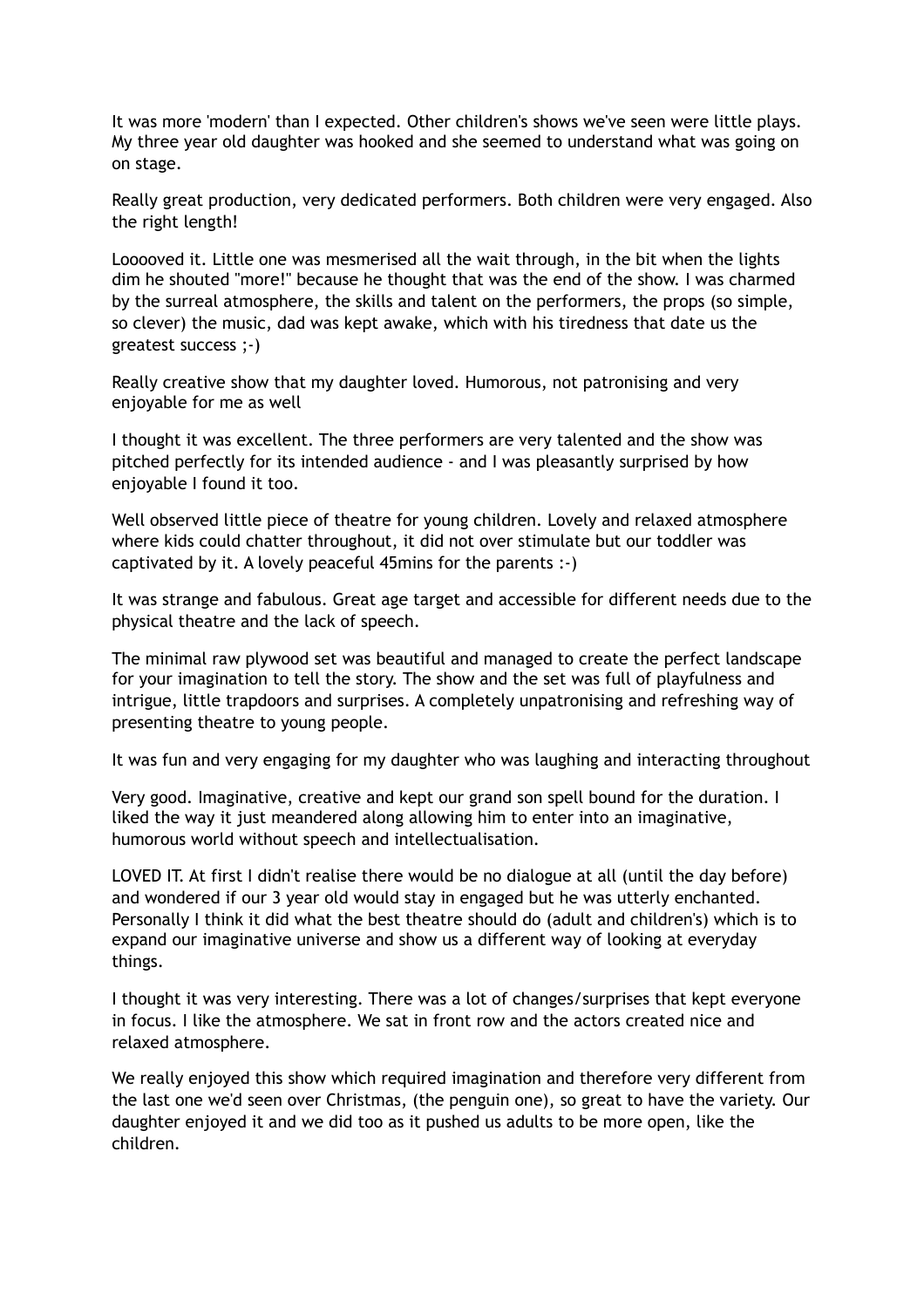It was more 'modern' than I expected. Other children's shows we've seen were little plays. My three year old daughter was hooked and she seemed to understand what was going on on stage.

Really great production, very dedicated performers. Both children were very engaged. Also the right length!

Looooved it. Little one was mesmerised all the wait through, in the bit when the lights dim he shouted "more!" because he thought that was the end of the show. I was charmed by the surreal atmosphere, the skills and talent on the performers, the props (so simple, so clever) the music, dad was kept awake, which with his tiredness that date us the greatest success ;-)

Really creative show that my daughter loved. Humorous, not patronising and very enjoyable for me as well

I thought it was excellent. The three performers are very talented and the show was pitched perfectly for its intended audience - and I was pleasantly surprised by how enjoyable I found it too.

Well observed little piece of theatre for young children. Lovely and relaxed atmosphere where kids could chatter throughout, it did not over stimulate but our toddler was captivated by it. A lovely peaceful 45mins for the parents :-)

It was strange and fabulous. Great age target and accessible for different needs due to the physical theatre and the lack of speech.

The minimal raw plywood set was beautiful and managed to create the perfect landscape for your imagination to tell the story. The show and the set was full of playfulness and intrigue, little trapdoors and surprises. A completely unpatronising and refreshing way of presenting theatre to young people.

It was fun and very engaging for my daughter who was laughing and interacting throughout

Very good. Imaginative, creative and kept our grand son spell bound for the duration. I liked the way it just meandered along allowing him to enter into an imaginative, humorous world without speech and intellectualisation.

LOVED IT. At first I didn't realise there would be no dialogue at all (until the day before) and wondered if our 3 year old would stay in engaged but he was utterly enchanted. Personally I think it did what the best theatre should do (adult and children's) which is to expand our imaginative universe and show us a different way of looking at everyday things.

I thought it was very interesting. There was a lot of changes/surprises that kept everyone in focus. I like the atmosphere. We sat in front row and the actors created nice and relaxed atmosphere.

We really enjoyed this show which required imagination and therefore very different from the last one we'd seen over Christmas, (the penguin one), so great to have the variety. Our daughter enjoyed it and we did too as it pushed us adults to be more open, like the children.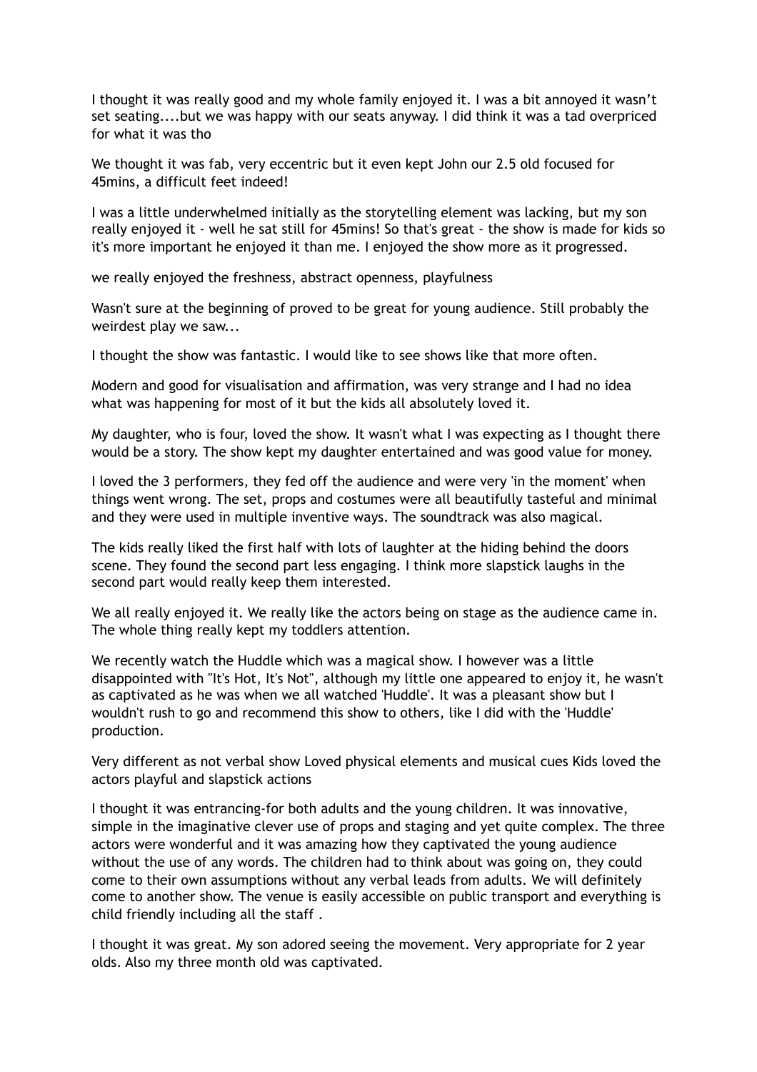I thought it was really good and my whole family enjoyed it. I was a bit annoyed it wasn't set seating....but we was happy with our seats anyway. I did think it was a tad overpriced for what it was tho

We thought it was fab, very eccentric but it even kept John our 2.5 old focused for 45mins, a difficult feet indeed!

I was a little underwhelmed initially as the storytelling element was lacking, but my son really enjoyed it - well he sat still for 45mins! So that's great - the show is made for kids so it's more important he enjoyed it than me. I enjoyed the show more as it progressed.

we really enjoyed the freshness, abstract openness, playfulness

Wasn't sure at the beginning of proved to be great for young audience. Still probably the weirdest play we saw...

I thought the show was fantastic. I would like to see shows like that more often.

Modern and good for visualisation and affirmation, was very strange and I had no idea what was happening for most of it but the kids all absolutely loved it.

My daughter, who is four, loved the show. It wasn't what I was expecting as I thought there would be a story. The show kept my daughter entertained and was good value for money.

I loved the 3 performers, they fed off the audience and were very 'in the moment' when things went wrong. The set, props and costumes were all beautifully tasteful and minimal and they were used in multiple inventive ways. The soundtrack was also magical.

The kids really liked the first half with lots of laughter at the hiding behind the doors scene. They found the second part less engaging. I think more slapstick laughs in the second part would really keep them interested.

We all really enjoyed it. We really like the actors being on stage as the audience came in. The whole thing really kept my toddlers attention.

We recently watch the Huddle which was a magical show. I however was a little disappointed with "It's Hot, It's Not", although my little one appeared to enjoy it, he wasn't as captivated as he was when we all watched 'Huddle'. It was a pleasant show but I wouldn't rush to go and recommend this show to others, like I did with the 'Huddle' production.

Very different as not verbal show Loved physical elements and musical cues Kids loved the actors playful and slapstick actions

I thought it was entrancing-for both adults and the young children. It was innovative, simple in the imaginative clever use of props and staging and yet quite complex. The three actors were wonderful and it was amazing how they captivated the young audience without the use of any words. The children had to think about was going on, they could come to their own assumptions without any verbal leads from adults. We will definitely come to another show. The venue is easily accessible on public transport and everything is child friendly including all the staff .

I thought it was great. My son adored seeing the movement. Very appropriate for 2 year olds. Also my three month old was captivated.